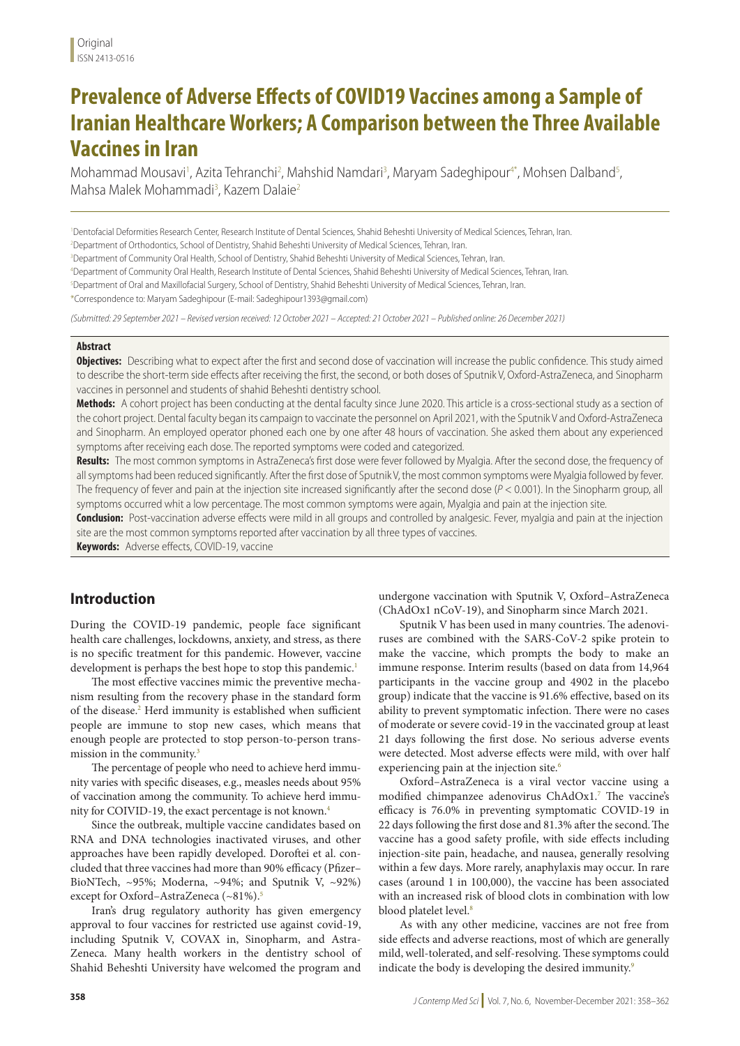Original
ISSN 2413-0516

# Prevalence of Adverse Effects of COVID19 Vaccines among a Sample of Iranian Healthcare Workers; A Comparison between the Three Available Vaccines in Iran

Mohammad Mousavi[1], Azita Tehranchi[2], Mahshid Namdari[3], Maryam Sadeghipour[4*], Mohsen Dalband[5], Mahsa Malek Mohammadi[3], Kazem Dalaie[2]

[1]Dentofacial Deformities Research Center, Research Institute of Dental Sciences, Shahid Beheshti University of Medical Sciences, Tehran, Iran.
[2]Department of Orthodontics, School of Dentistry, Shahid Beheshti University of Medical Sciences, Tehran, Iran.
[3]Department of Community Oral Health, School of Dentistry, Shahid Beheshti University of Medical Sciences, Tehran, Iran.
[4]Department of Community Oral Health, Research Institute of Dental Sciences, Shahid Beheshti University of Medical Sciences, Tehran, Iran.
[5]Department of Oral and Maxillofacial Surgery, School of Dentistry, Shahid Beheshti University of Medical Sciences, Tehran, Iran.
*Correspondence to: Maryam Sadeghipour (E-mail: Sadeghipour1393@gmail.com)

*(Submitted: 29 September 2021 – Revised version received: 12 October 2021 – Accepted: 21 October 2021 – Published online: 26 December 2021)*

## Abstract

**Objectives:** Describing what to expect after the first and second dose of vaccination will increase the public confidence. This study aimed to describe the short-term side effects after receiving the first, the second, or both doses of Sputnik V, Oxford-AstraZeneca, and Sinopharm vaccines in personnel and students of shahid Beheshti dentistry school.

**Methods:** A cohort project has been conducting at the dental faculty since June 2020. This article is a cross-sectional study as a section of the cohort project. Dental faculty began its campaign to vaccinate the personnel on April 2021, with the Sputnik V and Oxford-AstraZeneca and Sinopharm. An employed operator phoned each one by one after 48 hours of vaccination. She asked them about any experienced symptoms after receiving each dose. The reported symptoms were coded and categorized.

**Results:** The most common symptoms in AstraZeneca's first dose were fever followed by Myalgia. After the second dose, the frequency of all symptoms had been reduced significantly. After the first dose of Sputnik V, the most common symptoms were Myalgia followed by fever. The frequency of fever and pain at the injection site increased significantly after the second dose ($P < 0.001$). In the Sinopharm group, all symptoms occurred whit a low percentage. The most common symptoms were again, Myalgia and pain at the injection site.

**Conclusion:** Post-vaccination adverse effects were mild in all groups and controlled by analgesic. Fever, myalgia and pain at the injection site are the most common symptoms reported after vaccination by all three types of vaccines.

**Keywords:** Adverse effects, COVID-19, vaccine

## Introduction

During the COVID-19 pandemic, people face significant health care challenges, lockdowns, anxiety, and stress, as there is no specific treatment for this pandemic. However, vaccine development is perhaps the best hope to stop this pandemic.[1]

The most effective vaccines mimic the preventive mechanism resulting from the recovery phase in the standard form of the disease.[2] Herd immunity is established when sufficient people are immune to stop new cases, which means that enough people are protected to stop person-to-person transmission in the community.[3]

The percentage of people who need to achieve herd immunity varies with specific diseases, e.g., measles needs about 95% of vaccination among the community. To achieve herd immunity for COIVID-19, the exact percentage is not known.[4]

Since the outbreak, multiple vaccine candidates based on RNA and DNA technologies inactivated viruses, and other approaches have been rapidly developed. Doroftei et al. concluded that three vaccines had more than 90% efficacy (Pfizer–BioNTech, ~95%; Moderna, ~94%; and Sputnik V, ~92%) except for Oxford–AstraZeneca (~81%).[5]

Iran's drug regulatory authority has given emergency approval to four vaccines for restricted use against covid-19, including Sputnik V, COVAX in, Sinopharm, and AstraZeneca. Many health workers in the dentistry school of Shahid Beheshti University have welcomed the program and undergone vaccination with Sputnik V, Oxford–AstraZeneca (ChAdOx1 nCoV-19), and Sinopharm since March 2021.

Sputnik V has been used in many countries. The adenoviruses are combined with the SARS-CoV-2 spike protein to make the vaccine, which prompts the body to make an immune response. Interim results (based on data from 14,964 participants in the vaccine group and 4902 in the placebo group) indicate that the vaccine is 91.6% effective, based on its ability to prevent symptomatic infection. There were no cases of moderate or severe covid-19 in the vaccinated group at least 21 days following the first dose. No serious adverse events were detected. Most adverse effects were mild, with over half experiencing pain at the injection site.[6]

Oxford–AstraZeneca is a viral vector vaccine using a modified chimpanzee adenovirus ChAdOx1.[7] The vaccine's efficacy is 76.0% in preventing symptomatic COVID-19 in 22 days following the first dose and 81.3% after the second. The vaccine has a good safety profile, with side effects including injection-site pain, headache, and nausea, generally resolving within a few days. More rarely, anaphylaxis may occur. In rare cases (around 1 in 100,000), the vaccine has been associated with an increased risk of blood clots in combination with low blood platelet level.[8]

As with any other medicine, vaccines are not free from side effects and adverse reactions, most of which are generally mild, well-tolerated, and self-resolving. These symptoms could indicate the body is developing the desired immunity.[9]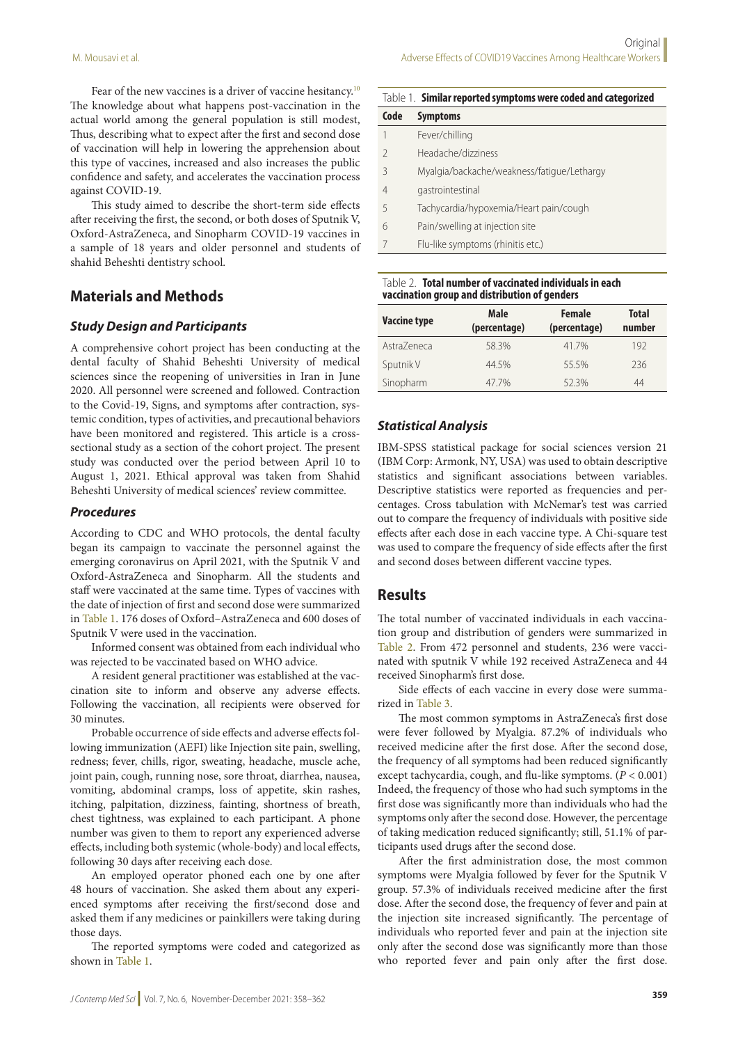Fear of the new vaccines is a driver of vaccine hesitancy.[10] The knowledge about what happens post-vaccination in the actual world among the general population is still modest, Thus, describing what to expect after the first and second dose of vaccination will help in lowering the apprehension about this type of vaccines, increased and also increases the public confidence and safety, and accelerates the vaccination process against COVID-19.

This study aimed to describe the short-term side effects after receiving the first, the second, or both doses of Sputnik V, Oxford-AstraZeneca, and Sinopharm COVID-19 vaccines in a sample of 18 years and older personnel and students of shahid Beheshti dentistry school.

## Materials and Methods

### *Study Design and Participants*

A comprehensive cohort project has been conducting at the dental faculty of Shahid Beheshti University of medical sciences since the reopening of universities in Iran in June 2020. All personnel were screened and followed. Contraction to the Covid-19, Signs, and symptoms after contraction, systemic condition, types of activities, and precautional behaviors have been monitored and registered. This article is a cross-sectional study as a section of the cohort project. The present study was conducted over the period between April 10 to August 1, 2021. Ethical approval was taken from Shahid Beheshti University of medical sciences' review committee.

### *Procedures*

According to CDC and WHO protocols, the dental faculty began its campaign to vaccinate the personnel against the emerging coronavirus on April 2021, with the Sputnik V and Oxford-AstraZeneca and Sinopharm. All the students and staff were vaccinated at the same time. Types of vaccines with the date of injection of first and second dose were summarized in Table 1. 176 doses of Oxford–AstraZeneca and 600 doses of Sputnik V were used in the vaccination.

Informed consent was obtained from each individual who was rejected to be vaccinated based on WHO advice.

A resident general practitioner was established at the vaccination site to inform and observe any adverse effects. Following the vaccination, all recipients were observed for 30 minutes.

Probable occurrence of side effects and adverse effects following immunization (AEFI) like Injection site pain, swelling, redness; fever, chills, rigor, sweating, headache, muscle ache, joint pain, cough, running nose, sore throat, diarrhea, nausea, vomiting, abdominal cramps, loss of appetite, skin rashes, itching, palpitation, dizziness, fainting, shortness of breath, chest tightness, was explained to each participant. A phone number was given to them to report any experienced adverse effects, including both systemic (whole-body) and local effects, following 30 days after receiving each dose.

An employed operator phoned each one by one after 48 hours of vaccination. She asked them about any experienced symptoms after receiving the first/second dose and asked them if any medicines or painkillers were taking during those days.

The reported symptoms were coded and categorized as shown in Table 1.

Table 1. **Similar reported symptoms were coded and categorized**

| Code | Symptoms |
|---|---|
| 1 | Fever/chilling |
| 2 | Headache/dizziness |
| 3 | Myalgia/backache/weakness/fatigue/Lethargy |
| 4 | gastrointestinal |
| 5 | Tachycardia/hypoxemia/Heart pain/cough |
| 6 | Pain/swelling at injection site |
| 7 | Flu-like symptoms (rhinitis etc.) |

Table 2. **Total number of vaccinated individuals in each vaccination group and distribution of genders**

| Vaccine type | Male (percentage) | Female (percentage) | Total number |
|---|---|---|---|
| AstraZeneca | 58.3% | 41.7% | 192 |
| Sputnik V | 44.5% | 55.5% | 236 |
| Sinopharm | 47.7% | 52.3% | 44 |

### *Statistical Analysis*

IBM-SPSS statistical package for social sciences version 21 (IBM Corp: Armonk, NY, USA) was used to obtain descriptive statistics and significant associations between variables. Descriptive statistics were reported as frequencies and percentages. Cross tabulation with McNemar's test was carried out to compare the frequency of individuals with positive side effects after each dose in each vaccine type. A Chi-square test was used to compare the frequency of side effects after the first and second doses between different vaccine types.

## Results

The total number of vaccinated individuals in each vaccination group and distribution of genders were summarized in Table 2. From 472 personnel and students, 236 were vaccinated with sputnik V while 192 received AstraZeneca and 44 received Sinopharm's first dose.

Side effects of each vaccine in every dose were summarized in Table 3.

The most common symptoms in AstraZeneca's first dose were fever followed by Myalgia. 87.2% of individuals who received medicine after the first dose. After the second dose, the frequency of all symptoms had been reduced significantly except tachycardia, cough, and flu-like symptoms. ($P < 0.001$) Indeed, the frequency of those who had such symptoms in the first dose was significantly more than individuals who had the symptoms only after the second dose. However, the percentage of taking medication reduced significantly; still, 51.1% of participants used drugs after the second dose.

After the first administration dose, the most common symptoms were Myalgia followed by fever for the Sputnik V group. 57.3% of individuals received medicine after the first dose. After the second dose, the frequency of fever and pain at the injection site increased significantly. The percentage of individuals who reported fever and pain at the injection site only after the second dose was significantly more than those who reported fever and pain only after the first dose.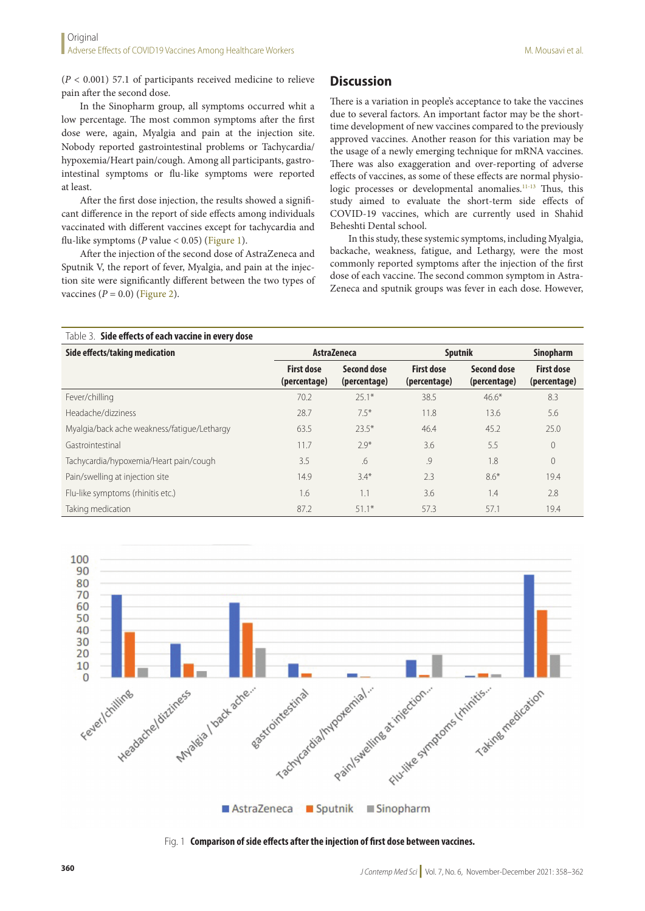($P < 0.001$) 57.1 of participants received medicine to relieve pain after the second dose.

In the Sinopharm group, all symptoms occurred whit a low percentage. The most common symptoms after the first dose were, again, Myalgia and pain at the injection site. Nobody reported gastrointestinal problems or Tachycardia/hypoxemia/Heart pain/cough. Among all participants, gastrointestinal symptoms or flu-like symptoms were reported at least.

After the first dose injection, the results showed a significant difference in the report of side effects among individuals vaccinated with different vaccines except for tachycardia and flu-like symptoms ($P$ value $< 0.05$) (Figure 1).

After the injection of the second dose of AstraZeneca and Sputnik V, the report of fever, Myalgia, and pain at the injection site were significantly different between the two types of vaccines ($P = 0.0$) (Figure 2).

## Discussion

There is a variation in people's acceptance to take the vaccines due to several factors. An important factor may be the short-time development of new vaccines compared to the previously approved vaccines. Another reason for this variation may be the usage of a newly emerging technique for mRNA vaccines. There was also exaggeration and over-reporting of adverse effects of vaccines, as some of these effects are normal physiologic processes or developmental anomalies.[11-13] Thus, this study aimed to evaluate the short-term side effects of COVID-19 vaccines, which are currently used in Shahid Beheshti Dental school.

In this study, these systemic symptoms, including Myalgia, backache, weakness, fatigue, and Lethargy, were the most commonly reported symptoms after the injection of the first dose of each vaccine. The second common symptom in AstraZeneca and sputnik groups was fever in each dose. However,

Table 3. **Side effects of each vaccine in every dose**

| Side effects/taking medication | AstraZeneca | | Sputnik | | Sinopharm |
|---|---|---|---|---|---|
| | First dose (percentage) | Second dose (percentage) | First dose (percentage) | Second dose (percentage) | First dose (percentage) |
| Fever/chilling | 70.2 | 25.1* | 38.5 | 46.6* | 8.3 |
| Headache/dizziness | 28.7 | 7.5* | 11.8 | 13.6 | 5.6 |
| Myalgia/back ache weakness/fatigue/Lethargy | 63.5 | 23.5* | 46.4 | 45.2 | 25.0 |
| Gastrointestinal | 11.7 | 2.9* | 3.6 | 5.5 | 0 |
| Tachycardia/hypoxemia/Heart pain/cough | 3.5 | .6 | .9 | 1.8 | 0 |
| Pain/swelling at injection site | 14.9 | 3.4* | 2.3 | 8.6* | 19.4 |
| Flu-like symptoms (rhinitis etc.) | 1.6 | 1.1 | 3.6 | 1.4 | 2.8 |
| Taking medication | 87.2 | 51.1* | 57.3 | 57.1 | 19.4 |

Fig. 1 **Comparison of side effects after the injection of first dose between vaccines.**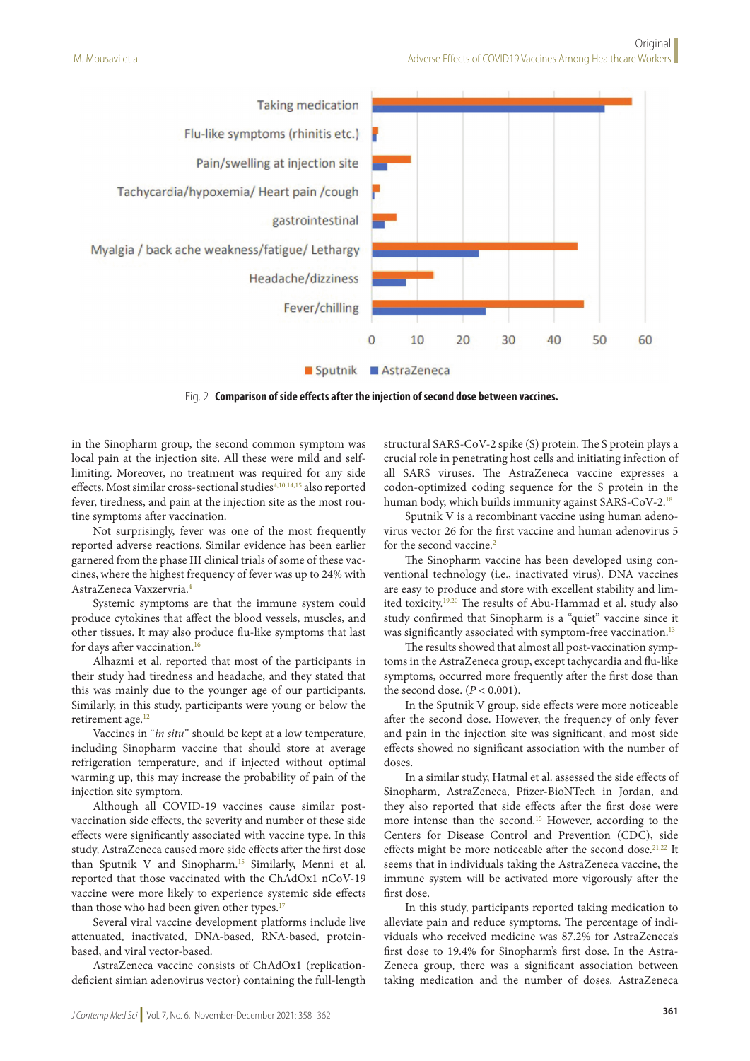Fig. 2 **Comparison of side effects after the injection of second dose between vaccines.**

in the Sinopharm group, the second common symptom was local pain at the injection site. All these were mild and self-limiting. Moreover, no treatment was required for any side effects. Most similar cross-sectional studies[4,10,14,15] also reported fever, tiredness, and pain at the injection site as the most routine symptoms after vaccination.

Not surprisingly, fever was one of the most frequently reported adverse reactions. Similar evidence has been earlier garnered from the phase III clinical trials of some of these vaccines, where the highest frequency of fever was up to 24% with AstraZeneca Vaxzervria.[4]

Systemic symptoms are that the immune system could produce cytokines that affect the blood vessels, muscles, and other tissues. It may also produce flu-like symptoms that last for days after vaccination.[16]

Alhazmi et al. reported that most of the participants in their study had tiredness and headache, and they stated that this was mainly due to the younger age of our participants. Similarly, in this study, participants were young or below the retirement age.[12]

Vaccines in "*in situ*" should be kept at a low temperature, including Sinopharm vaccine that should store at average refrigeration temperature, and if injected without optimal warming up, this may increase the probability of pain of the injection site symptom.

Although all COVID-19 vaccines cause similar post-vaccination side effects, the severity and number of these side effects were significantly associated with vaccine type. In this study, AstraZeneca caused more side effects after the first dose than Sputnik V and Sinopharm.[15] Similarly, Menni et al. reported that those vaccinated with the ChAdOx1 nCoV-19 vaccine were more likely to experience systemic side effects than those who had been given other types.[17]

Several viral vaccine development platforms include live attenuated, inactivated, DNA-based, RNA-based, protein-based, and viral vector-based.

AstraZeneca vaccine consists of ChAdOx1 (replication-deficient simian adenovirus vector) containing the full-length structural SARS-CoV-2 spike (S) protein. The S protein plays a crucial role in penetrating host cells and initiating infection of all SARS viruses. The AstraZeneca vaccine expresses a codon-optimized coding sequence for the S protein in the human body, which builds immunity against SARS-CoV-2.[18]

Sputnik V is a recombinant vaccine using human adenovirus vector 26 for the first vaccine and human adenovirus 5 for the second vaccine.[2]

The Sinopharm vaccine has been developed using conventional technology (i.e., inactivated virus). DNA vaccines are easy to produce and store with excellent stability and limited toxicity.[19,20] The results of Abu-Hammad et al. study also study confirmed that Sinopharm is a "quiet" vaccine since it was significantly associated with symptom-free vaccination.[13]

The results showed that almost all post-vaccination symptoms in the AstraZeneca group, except tachycardia and flu-like symptoms, occurred more frequently after the first dose than the second dose. ($P < 0.001$).

In the Sputnik V group, side effects were more noticeable after the second dose. However, the frequency of only fever and pain in the injection site was significant, and most side effects showed no significant association with the number of doses.

In a similar study, Hatmal et al. assessed the side effects of Sinopharm, AstraZeneca, Pfizer-BioNTech in Jordan, and they also reported that side effects after the first dose were more intense than the second.[15] However, according to the Centers for Disease Control and Prevention (CDC), side effects might be more noticeable after the second dose.[21,22] It seems that in individuals taking the AstraZeneca vaccine, the immune system will be activated more vigorously after the first dose.

In this study, participants reported taking medication to alleviate pain and reduce symptoms. The percentage of individuals who received medicine was 87.2% for AstraZeneca's first dose to 19.4% for Sinopharm's first dose. In the AstraZeneca group, there was a significant association between taking medication and the number of doses. AstraZeneca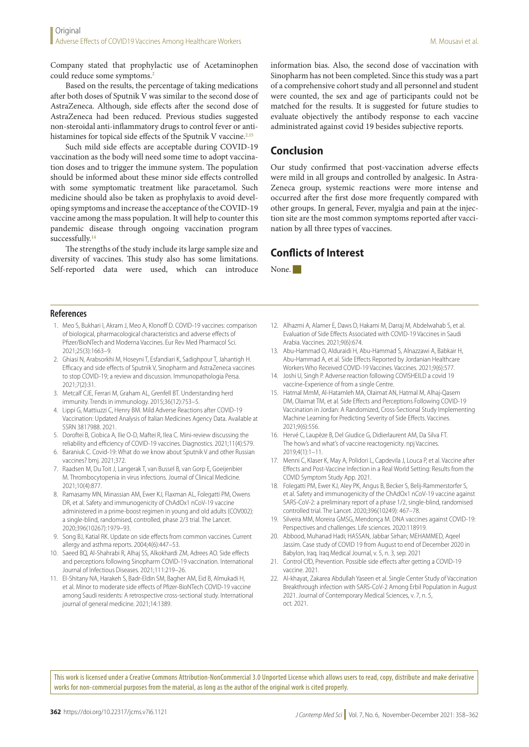Company stated that prophylactic use of Acetaminophen could reduce some symptoms.[2]

Based on the results, the percentage of taking medications after both doses of Sputnik V was similar to the second dose of AstraZeneca. Although, side effects after the second dose of AstraZeneca had been reduced. Previous studies suggested non-steroidal anti-inflammatory drugs to control fever or antihistamines for topical side effects of the Sputnik V vaccine.[2,15]

Such mild side effects are acceptable during COVID-19 vaccination as the body will need some time to adopt vaccination doses and to trigger the immune system. The population should be informed about these minor side effects controlled with some symptomatic treatment like paracetamol. Such medicine should also be taken as prophylaxis to avoid developing symptoms and increase the acceptance of the COVID-19 vaccine among the mass population. It will help to counter this pandemic disease through ongoing vaccination program successfully.[14]

The strengths of the study include its large sample size and diversity of vaccines. This study also has some limitations. Self-reported data were used, which can introduce information bias. Also, the second dose of vaccination with Sinopharm has not been completed. Since this study was a part of a comprehensive cohort study and all personnel and student were counted, the sex and age of participants could not be matched for the results. It is suggested for future studies to evaluate objectively the antibody response to each vaccine administrated against covid 19 besides subjective reports.

## Conclusion

Our study confirmed that post-vaccination adverse effects were mild in all groups and controlled by analgesic. In AstraZeneca group, systemic reactions were more intense and occurred after the first dose more frequently compared with other groups. In general, Fever, myalgia and pain at the injection site are the most common symptoms reported after vaccination by all three types of vaccines.

## Conflicts of Interest

None.

## References

1. Meo S, Bukhari I, Akram J, Meo A, Klonoff D. COVID-19 vaccines: comparison of biological, pharmacological characteristics and adverse effects of Pfizer/BioNTech and Moderna Vaccines. Eur Rev Med Pharmacol Sci. 2021;25(3):1663–9.
2. Ghiasi N, Arabsorkhi M, Hoseyni T, Esfandiari K, Sadighpour T, Jahantigh H. Efficacy and side effects of Sputnik V, Sinopharm and AstraZeneca vaccines to stop COVID-19; a review and discussion. Immunopathologia Persa. 2021;7(2):31.
3. Metcalf CJE, Ferrari M, Graham AL, Grenfell BT. Understanding herd immunity. Trends in immunology. 2015;36(12):753–5.
4. Lippi G, Mattiuzzi C, Henry BM. Mild Adverse Reactions after COVID-19 Vaccination: Updated Analysis of Italian Medicines Agency Data. Available at SSRN 3817988. 2021.
5. Doroftei B, Ciobica A, Ilie O-D, Maftei R, Ilea C. Mini-review discussing the reliability and efficiency of COVID-19 vaccines. Diagnostics. 2021;11(4):579.
6. Baraniuk C. Covid-19: What do we know about Sputnik V and other Russian vaccines? bmj. 2021;372.
7. Raadsen M, Du Toit J, Langerak T, van Bussel B, van Gorp E, Goeijenbier M. Thrombocytopenia in virus infections. Journal of Clinical Medicine. 2021;10(4):877.
8. Ramasamy MN, Minassian AM, Ewer KJ, Flaxman AL, Folegatti PM, Owens DR, et al. Safety and immunogenicity of ChAdOx1 nCoV-19 vaccine administered in a prime-boost regimen in young and old adults (COV002): a single-blind, randomised, controlled, phase 2/3 trial. The Lancet. 2020;396(10267):1979–93.
9. Song BJ, Katial RK. Update on side effects from common vaccines. Current allergy and asthma reports. 2004;4(6):447–53.
10. Saeed BQ, Al-Shahrabi R, Alhaj SS, Alkokhardi ZM, Adrees AO. Side effects and perceptions following Sinopharm COVID-19 vaccination. International Journal of Infectious Diseases. 2021;111:219–26.
11. El-Shitany NA, Harakeh S, Badr-Eldin SM, Bagher AM, Eid B, Almukadi H, et al. Minor to moderate side effects of Pfizer-BioNTech COVID-19 vaccine among Saudi residents: A retrospective cross-sectional study. International journal of general medicine. 2021;14:1389.
12. Alhazmi A, Alamer E, Daws D, Hakami M, Darraj M, Abdelwahab S, et al. Evaluation of Side Effects Associated with COVID-19 Vaccines in Saudi Arabia. Vaccines. 2021;9(6):674.
13. Abu-Hammad O, Alduraidi H, Abu-Hammad S, Alnazzawi A, Babkair H, Abu-Hammad A, et al. Side Effects Reported by Jordanian Healthcare Workers Who Received COVID-19 Vaccines. Vaccines. 2021;9(6):577.
14. Joshi U, Singh P. Adverse reaction following COVISHEILD a covid 19 vaccine-Experience of from a single Centre.
15. Hatmal MmM, Al-Hatamleh MA, Olaimat AN, Hatmal M, Alhaj-Qasem DM, Olaimat TM, et al. Side Effects and Perceptions Following COVID-19 Vaccination in Jordan: A Randomized, Cross-Sectional Study Implementing Machine Learning for Predicting Severity of Side Effects. Vaccines. 2021;9(6):556.
16. Hervé C, Laupèze B, Del Giudice G, Didierlaurent AM, Da Silva FT. The how's and what's of vaccine reactogenicity. npj Vaccines. 2019;4(1):1–11.
17. Menni C, Klaser K, May A, Polidori L, Capdevila J, Louca P, et al. Vaccine after Effects and Post-Vaccine Infection in a Real World Setting: Results from the COVID Symptom Study App. 2021.
18. Folegatti PM, Ewer KJ, Aley PK, Angus B, Becker S, Belij-Rammerstorfer S, et al. Safety and immunogenicity of the ChAdOx1 nCoV-19 vaccine against SARS-CoV-2: a preliminary report of a phase 1/2, single-blind, randomised controlled trial. The Lancet. 2020;396(10249): 467–78.
19. Silveira MM, Moreira GMSG, Mendonça M. DNA vaccines against COVID-19: Perspectives and challenges. Life sciences. 2020:118919.
20. Abbood, Muhanad Hadi; HASSAN, Jabbar Sirhan; MEHAMMED, Aqeel Jassim. Case study of COVID 19 from August to end of December 2020 in Babylon, Iraq. Iraq Medical Journal, v. 5, n. 3, sep. 2021
21. Control CfD, Prevention. Possible side effects after getting a COVID-19 vaccine. 2021.
22. Al-khayat, Zakarea Abdullah Yaseen et al. Single Center Study of Vaccination Breakthrough infection with SARS-CoV-2 Among Erbil Population in August 2021. Journal of Contemporary Medical Sciences, v. 7, n. 5, oct. 2021.

This work is licensed under a Creative Commons Attribution-NonCommercial 3.0 Unported License which allows users to read, copy, distribute and make derivative works for non-commercial purposes from the material, as long as the author of the original work is cited properly.